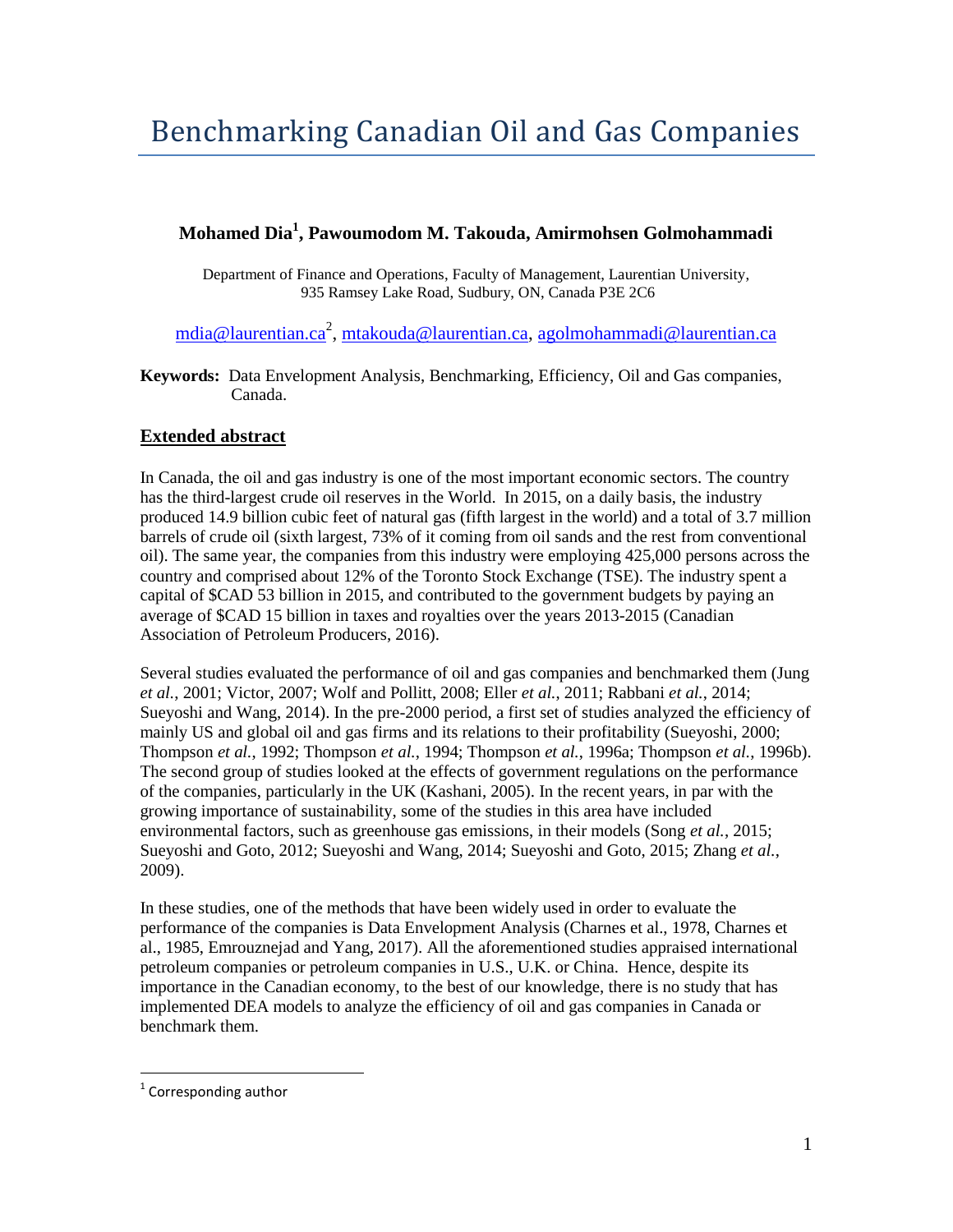# Benchmarking Canadian Oil and Gas Companies

**Mohamed Dia[1], Pawoumodom M. Takouda, Amirmohsen Golmohammadi**

Department of Finance and Operations, Faculty of Management, Laurentian University, 935 Ramsey Lake Road, Sudbury, ON, Canada P3E 2C6

mdia@laurentian.ca[2], mtakouda@laurentian.ca, agolmohammadi@laurentian.ca

**Keywords:** Data Envelopment Analysis, Benchmarking, Efficiency, Oil and Gas companies, Canada.

## Extended abstract

In Canada, the oil and gas industry is one of the most important economic sectors. The country has the third-largest crude oil reserves in the World. In 2015, on a daily basis, the industry produced 14.9 billion cubic feet of natural gas (fifth largest in the world) and a total of 3.7 million barrels of crude oil (sixth largest, 73% of it coming from oil sands and the rest from conventional oil). The same year, the companies from this industry were employing 425,000 persons across the country and comprised about 12% of the Toronto Stock Exchange (TSE). The industry spent a capital of $CAD 53 billion in 2015, and contributed to the government budgets by paying an average of $CAD 15 billion in taxes and royalties over the years 2013-2015 (Canadian Association of Petroleum Producers, 2016).

Several studies evaluated the performance of oil and gas companies and benchmarked them (Jung *et al.*, 2001; Victor, 2007; Wolf and Pollitt, 2008; Eller *et al.*, 2011; Rabbani *et al.*, 2014; Sueyoshi and Wang, 2014). In the pre-2000 period, a first set of studies analyzed the efficiency of mainly US and global oil and gas firms and its relations to their profitability (Sueyoshi, 2000; Thompson *et al.*, 1992; Thompson *et al.*, 1994; Thompson *et al.*, 1996a; Thompson *et al.*, 1996b). The second group of studies looked at the effects of government regulations on the performance of the companies, particularly in the UK (Kashani, 2005). In the recent years, in par with the growing importance of sustainability, some of the studies in this area have included environmental factors, such as greenhouse gas emissions, in their models (Song *et al.*, 2015; Sueyoshi and Goto, 2012; Sueyoshi and Wang, 2014; Sueyoshi and Goto, 2015; Zhang *et al.*, 2009).

In these studies, one of the methods that have been widely used in order to evaluate the performance of the companies is Data Envelopment Analysis (Charnes et al., 1978, Charnes et al., 1985, Emrouznejad and Yang, 2017). All the aforementioned studies appraised international petroleum companies or petroleum companies in U.S., U.K. or China. Hence, despite its importance in the Canadian economy, to the best of our knowledge, there is no study that has implemented DEA models to analyze the efficiency of oil and gas companies in Canada or benchmark them.

[1] Corresponding author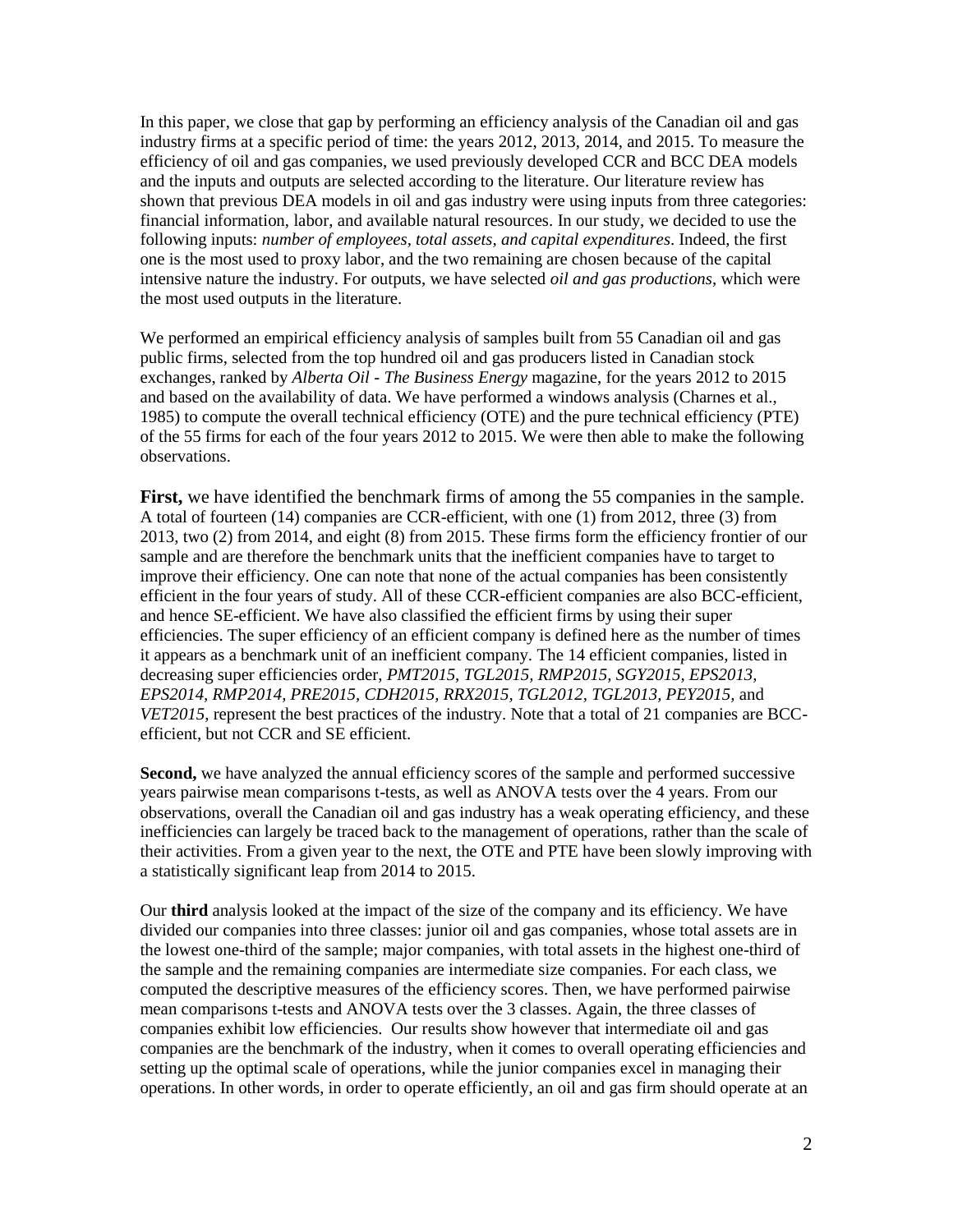In this paper, we close that gap by performing an efficiency analysis of the Canadian oil and gas industry firms at a specific period of time: the years 2012, 2013, 2014, and 2015. To measure the efficiency of oil and gas companies, we used previously developed CCR and BCC DEA models and the inputs and outputs are selected according to the literature. Our literature review has shown that previous DEA models in oil and gas industry were using inputs from three categories: financial information, labor, and available natural resources. In our study, we decided to use the following inputs: *number of employees, total assets, and capital expenditures*. Indeed, the first one is the most used to proxy labor, and the two remaining are chosen because of the capital intensive nature the industry. For outputs, we have selected *oil and gas productions*, which were the most used outputs in the literature.

We performed an empirical efficiency analysis of samples built from 55 Canadian oil and gas public firms, selected from the top hundred oil and gas producers listed in Canadian stock exchanges, ranked by *Alberta Oil - The Business Energy* magazine, for the years 2012 to 2015 and based on the availability of data. We have performed a windows analysis (Charnes et al., 1985) to compute the overall technical efficiency (OTE) and the pure technical efficiency (PTE) of the 55 firms for each of the four years 2012 to 2015. We were then able to make the following observations.

**First,** we have identified the benchmark firms of among the 55 companies in the sample. A total of fourteen (14) companies are CCR-efficient, with one (1) from 2012, three (3) from 2013, two (2) from 2014, and eight (8) from 2015. These firms form the efficiency frontier of our sample and are therefore the benchmark units that the inefficient companies have to target to improve their efficiency. One can note that none of the actual companies has been consistently efficient in the four years of study. All of these CCR-efficient companies are also BCC-efficient, and hence SE-efficient. We have also classified the efficient firms by using their super efficiencies. The super efficiency of an efficient company is defined here as the number of times it appears as a benchmark unit of an inefficient company. The 14 efficient companies, listed in decreasing super efficiencies order, *PMT2015, TGL2015, RMP2015, SGY2015, EPS2013, EPS2014, RMP2014, PRE2015, CDH2015, RRX2015, TGL2012, TGL2013, PEY2015,* and *VET2015*, represent the best practices of the industry. Note that a total of 21 companies are BCC-efficient, but not CCR and SE efficient.

**Second,** we have analyzed the annual efficiency scores of the sample and performed successive years pairwise mean comparisons t-tests, as well as ANOVA tests over the 4 years. From our observations, overall the Canadian oil and gas industry has a weak operating efficiency, and these inefficiencies can largely be traced back to the management of operations, rather than the scale of their activities. From a given year to the next, the OTE and PTE have been slowly improving with a statistically significant leap from 2014 to 2015.

Our **third** analysis looked at the impact of the size of the company and its efficiency. We have divided our companies into three classes: junior oil and gas companies, whose total assets are in the lowest one-third of the sample; major companies, with total assets in the highest one-third of the sample and the remaining companies are intermediate size companies. For each class, we computed the descriptive measures of the efficiency scores. Then, we have performed pairwise mean comparisons t-tests and ANOVA tests over the 3 classes. Again, the three classes of companies exhibit low efficiencies. Our results show however that intermediate oil and gas companies are the benchmark of the industry, when it comes to overall operating efficiencies and setting up the optimal scale of operations, while the junior companies excel in managing their operations. In other words, in order to operate efficiently, an oil and gas firm should operate at an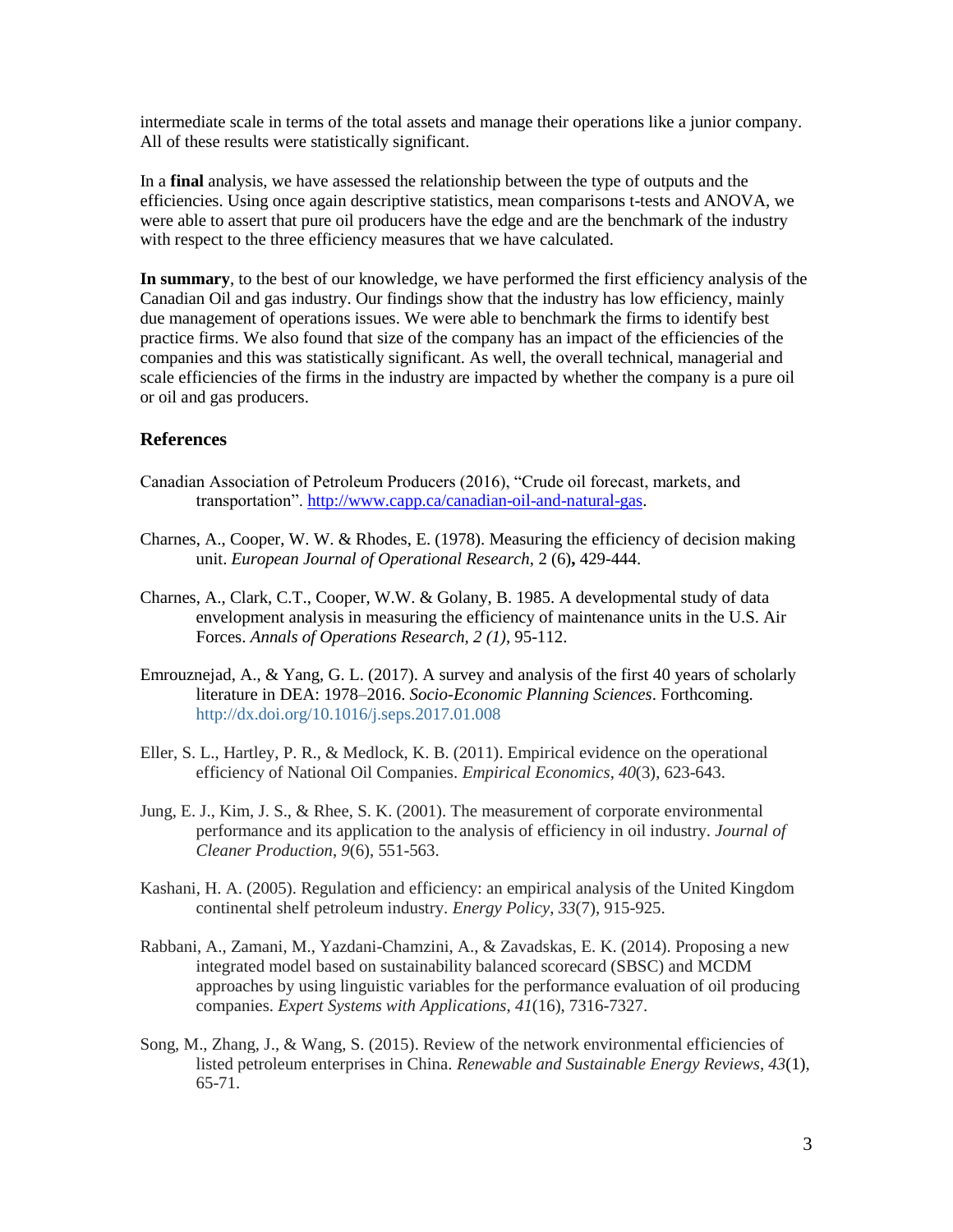intermediate scale in terms of the total assets and manage their operations like a junior company. All of these results were statistically significant.

In a **final** analysis, we have assessed the relationship between the type of outputs and the efficiencies. Using once again descriptive statistics, mean comparisons t-tests and ANOVA, we were able to assert that pure oil producers have the edge and are the benchmark of the industry with respect to the three efficiency measures that we have calculated.

**In summary**, to the best of our knowledge, we have performed the first efficiency analysis of the Canadian Oil and gas industry. Our findings show that the industry has low efficiency, mainly due management of operations issues. We were able to benchmark the firms to identify best practice firms. We also found that size of the company has an impact of the efficiencies of the companies and this was statistically significant. As well, the overall technical, managerial and scale efficiencies of the firms in the industry are impacted by whether the company is a pure oil or oil and gas producers.

## References

Canadian Association of Petroleum Producers (2016), "Crude oil forecast, markets, and transportation". http://www.capp.ca/canadian-oil-and-natural-gas.

Charnes, A., Cooper, W. W. & Rhodes, E. (1978). Measuring the efficiency of decision making unit. *European Journal of Operational Research,* 2 (6)**,** 429-444.

Charnes, A., Clark, C.T., Cooper, W.W. & Golany, B. 1985. A developmental study of data envelopment analysis in measuring the efficiency of maintenance units in the U.S. Air Forces. *Annals of Operations Research, 2 (1)*, 95-112.

Emrouznejad, A., & Yang, G. L. (2017). A survey and analysis of the first 40 years of scholarly literature in DEA: 1978–2016. *Socio-Economic Planning Sciences*. Forthcoming. http://dx.doi.org/10.1016/j.seps.2017.01.008

Eller, S. L., Hartley, P. R., & Medlock, K. B. (2011). Empirical evidence on the operational efficiency of National Oil Companies. *Empirical Economics*, *40*(3), 623-643.

Jung, E. J., Kim, J. S., & Rhee, S. K. (2001). The measurement of corporate environmental performance and its application to the analysis of efficiency in oil industry. *Journal of Cleaner Production*, *9*(6), 551-563.

Kashani, H. A. (2005). Regulation and efficiency: an empirical analysis of the United Kingdom continental shelf petroleum industry. *Energy Policy*, *33*(7), 915-925.

Rabbani, A., Zamani, M., Yazdani-Chamzini, A., & Zavadskas, E. K. (2014). Proposing a new integrated model based on sustainability balanced scorecard (SBSC) and MCDM approaches by using linguistic variables for the performance evaluation of oil producing companies. *Expert Systems with Applications*, *41*(16), 7316-7327.

Song, M., Zhang, J., & Wang, S. (2015). Review of the network environmental efficiencies of listed petroleum enterprises in China. *Renewable and Sustainable Energy Reviews*, *43*(1), 65-71.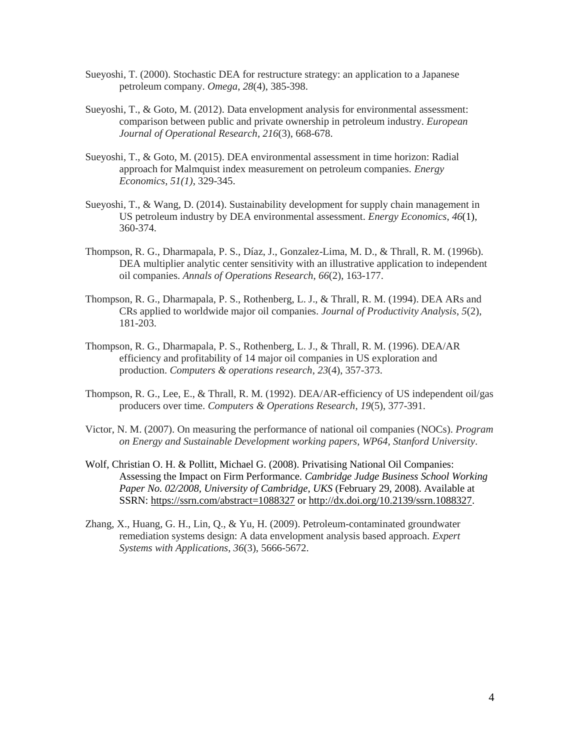Sueyoshi, T. (2000). Stochastic DEA for restructure strategy: an application to a Japanese petroleum company. *Omega*, *28*(4), 385-398.

Sueyoshi, T., & Goto, M. (2012). Data envelopment analysis for environmental assessment: comparison between public and private ownership in petroleum industry. *European Journal of Operational Research*, *216*(3), 668-678.

Sueyoshi, T., & Goto, M. (2015). DEA environmental assessment in time horizon: Radial approach for Malmquist index measurement on petroleum companies. *Energy Economics*, *51(1)*, 329-345.

Sueyoshi, T., & Wang, D. (2014). Sustainability development for supply chain management in US petroleum industry by DEA environmental assessment. *Energy Economics*, *46*(1), 360-374.

Thompson, R. G., Dharmapala, P. S., Díaz, J., Gonzalez-Lima, M. D., & Thrall, R. M. (1996b). DEA multiplier analytic center sensitivity with an illustrative application to independent oil companies. *Annals of Operations Research*, *66*(2), 163-177.

Thompson, R. G., Dharmapala, P. S., Rothenberg, L. J., & Thrall, R. M. (1994). DEA ARs and CRs applied to worldwide major oil companies. *Journal of Productivity Analysis*, *5*(2), 181-203.

Thompson, R. G., Dharmapala, P. S., Rothenberg, L. J., & Thrall, R. M. (1996). DEA/AR efficiency and profitability of 14 major oil companies in US exploration and production. *Computers & operations research*, *23*(4), 357-373.

Thompson, R. G., Lee, E., & Thrall, R. M. (1992). DEA/AR-efficiency of US independent oil/gas producers over time. *Computers & Operations Research*, *19*(5), 377-391.

Victor, N. M. (2007). On measuring the performance of national oil companies (NOCs). *Program on Energy and Sustainable Development working papers, WP64, Stanford University*.

Wolf, Christian O. H. & Pollitt, Michael G. (2008). Privatising National Oil Companies: Assessing the Impact on Firm Performance. *Cambridge Judge Business School Working Paper No. 02/2008, University of Cambridge, UKS* (February 29, 2008). Available at SSRN: https://ssrn.com/abstract=1088327 or http://dx.doi.org/10.2139/ssrn.1088327.

Zhang, X., Huang, G. H., Lin, Q., & Yu, H. (2009). Petroleum-contaminated groundwater remediation systems design: A data envelopment analysis based approach. *Expert Systems with Applications*, *36*(3), 5666-5672.